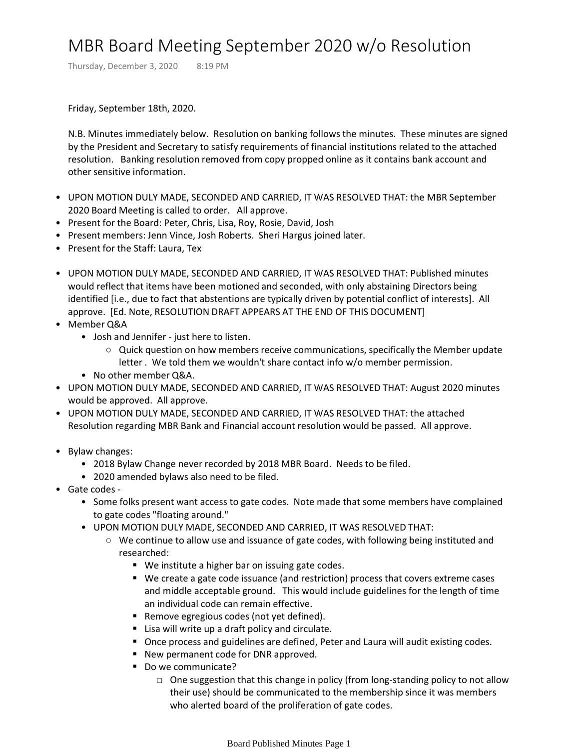# MBR Board Meeting September 2020 w/o Resolution

Thursday, December 3, 2020 8:19 PM

Friday, September 18th, 2020.

N.B. Minutes immediately below. Resolution on banking follows the minutes. These minutes are signed by the President and Secretary to satisfy requirements of financial institutions related to the attached resolution. Banking resolution removed from copy propped online as it contains bank account and other sensitive information.

- UPON MOTION DULY MADE, SECONDED AND CARRIED, IT WAS RESOLVED THAT: the MBR September 2020 Board Meeting is called to order. All approve.
- Present for the Board: Peter, Chris, Lisa, Roy, Rosie, David, Josh
- Present members: Jenn Vince, Josh Roberts. Sheri Hargus joined later.
- Present for the Staff: Laura, Tex

- UPON MOTION DULY MADE, SECONDED AND CARRIED, IT WAS RESOLVED THAT: Published minutes would reflect that items have been motioned and seconded, with only abstaining Directors being identified [i.e., due to fact that abstentions are typically driven by potential conflict of interests]. All approve. [Ed. Note, RESOLUTION DRAFT APPEARS AT THE END OF THIS DOCUMENT]
- Member Q&A
  - Josh and Jennifer - just here to listen.
    - Quick question on how members receive communications, specifically the Member update letter . We told them we wouldn't share contact info w/o member permission.
  - No other member Q&A.
- UPON MOTION DULY MADE, SECONDED AND CARRIED, IT WAS RESOLVED THAT: August 2020 minutes would be approved. All approve.
- UPON MOTION DULY MADE, SECONDED AND CARRIED, IT WAS RESOLVED THAT: the attached Resolution regarding MBR Bank and Financial account resolution would be passed. All approve.

- Bylaw changes:
  - 2018 Bylaw Change never recorded by 2018 MBR Board. Needs to be filed.
  - 2020 amended bylaws also need to be filed.
- Gate codes -
  - Some folks present want access to gate codes. Note made that some members have complained to gate codes "floating around."
  - UPON MOTION DULY MADE, SECONDED AND CARRIED, IT WAS RESOLVED THAT:
    - We continue to allow use and issuance of gate codes, with following being instituted and researched:
      - We institute a higher bar on issuing gate codes.
      - We create a gate code issuance (and restriction) process that covers extreme cases and middle acceptable ground. This would include guidelines for the length of time an individual code can remain effective.
      - Remove egregious codes (not yet defined).
      - Lisa will write up a draft policy and circulate.
      - Once process and guidelines are defined, Peter and Laura will audit existing codes.
      - New permanent code for DNR approved.
      - Do we communicate?
        - One suggestion that this change in policy (from long-standing policy to not allow their use) should be communicated to the membership since it was members who alerted board of the proliferation of gate codes.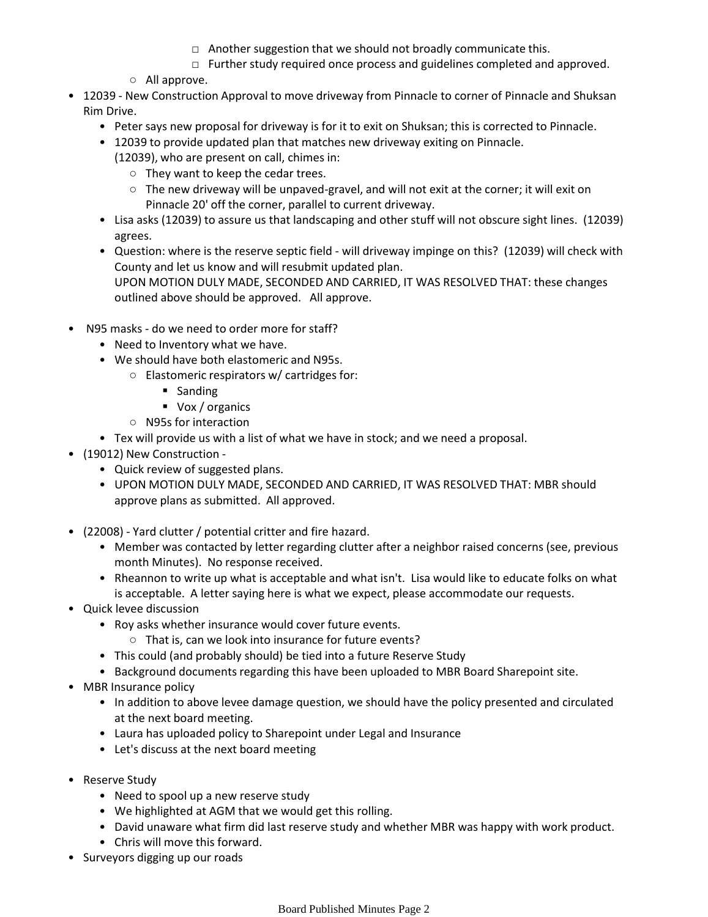- Another suggestion that we should not broadly communicate this.
      - Further study required once process and guidelines completed and approved.
    - All approve.
- 12039 - New Construction Approval to move driveway from Pinnacle to corner of Pinnacle and Shuksan Rim Drive.
  - Peter says new proposal for driveway is for it to exit on Shuksan; this is corrected to Pinnacle.
  - 12039 to provide updated plan that matches new driveway exiting on Pinnacle.
    (12039), who are present on call, chimes in:
    - They want to keep the cedar trees.
    - The new driveway will be unpaved-gravel, and will not exit at the corner; it will exit on Pinnacle 20' off the corner, parallel to current driveway.
  - Lisa asks (12039) to assure us that landscaping and other stuff will not obscure sight lines. (12039) agrees.
  - Question: where is the reserve septic field - will driveway impinge on this? (12039) will check with County and let us know and will resubmit updated plan.
    UPON MOTION DULY MADE, SECONDED AND CARRIED, IT WAS RESOLVED THAT: these changes outlined above should be approved. All approve.

- N95 masks - do we need to order more for staff?
  - Need to Inventory what we have.
  - We should have both elastomeric and N95s.
    - Elastomeric respirators w/ cartridges for:
      - Sanding
      - Vox / organics
    - N95s for interaction
  - Tex will provide us with a list of what we have in stock; and we need a proposal.
- (19012) New Construction -
  - Quick review of suggested plans.
  - UPON MOTION DULY MADE, SECONDED AND CARRIED, IT WAS RESOLVED THAT: MBR should approve plans as submitted. All approved.

- (22008) - Yard clutter / potential critter and fire hazard.
  - Member was contacted by letter regarding clutter after a neighbor raised concerns (see, previous month Minutes). No response received.
  - Rheannon to write up what is acceptable and what isn't. Lisa would like to educate folks on what is acceptable. A letter saying here is what we expect, please accommodate our requests.
- Quick levee discussion
  - Roy asks whether insurance would cover future events.
    - That is, can we look into insurance for future events?
  - This could (and probably should) be tied into a future Reserve Study
  - Background documents regarding this have been uploaded to MBR Board Sharepoint site.
- MBR Insurance policy
  - In addition to above levee damage question, we should have the policy presented and circulated at the next board meeting.
  - Laura has uploaded policy to Sharepoint under Legal and Insurance
  - Let's discuss at the next board meeting

- Reserve Study
  - Need to spool up a new reserve study
  - We highlighted at AGM that we would get this rolling.
  - David unaware what firm did last reserve study and whether MBR was happy with work product.
  - Chris will move this forward.
- Surveyors digging up our roads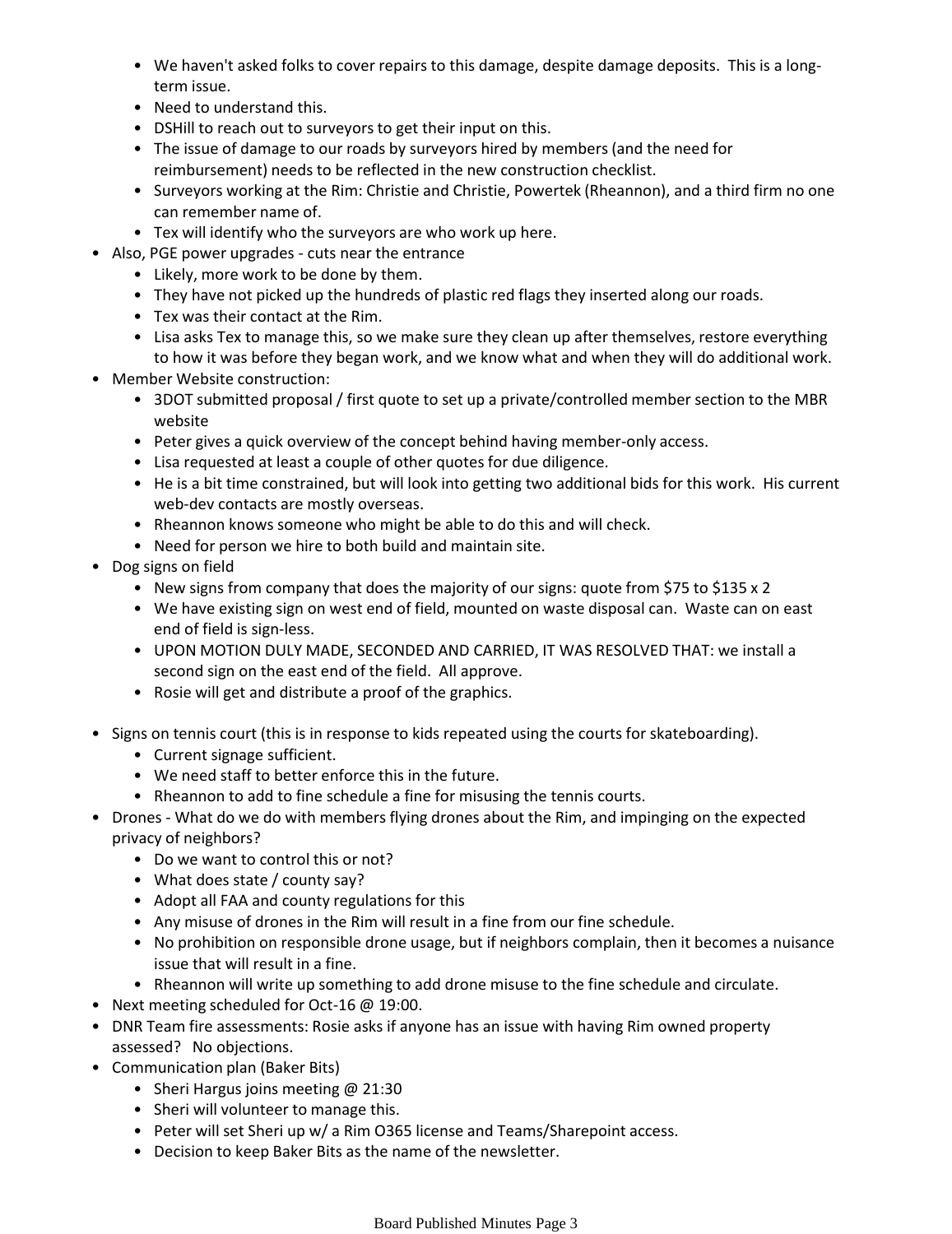- We haven't asked folks to cover repairs to this damage, despite damage deposits. This is a long-term issue.
  - Need to understand this.
  - DSHill to reach out to surveyors to get their input on this.
  - The issue of damage to our roads by surveyors hired by members (and the need for reimbursement) needs to be reflected in the new construction checklist.
  - Surveyors working at the Rim: Christie and Christie, Powertek (Rheannon), and a third firm no one can remember name of.
  - Tex will identify who the surveyors are who work up here.
- Also, PGE power upgrades - cuts near the entrance
  - Likely, more work to be done by them.
  - They have not picked up the hundreds of plastic red flags they inserted along our roads.
  - Tex was their contact at the Rim.
  - Lisa asks Tex to manage this, so we make sure they clean up after themselves, restore everything to how it was before they began work, and we know what and when they will do additional work.
- Member Website construction:
  - 3DOT submitted proposal / first quote to set up a private/controlled member section to the MBR website
  - Peter gives a quick overview of the concept behind having member-only access.
  - Lisa requested at least a couple of other quotes for due diligence.
  - He is a bit time constrained, but will look into getting two additional bids for this work. His current web-dev contacts are mostly overseas.
  - Rheannon knows someone who might be able to do this and will check.
  - Need for person we hire to both build and maintain site.
- Dog signs on field
  - New signs from company that does the majority of our signs: quote from $75 to $135 x 2
  - We have existing sign on west end of field, mounted on waste disposal can. Waste can on east end of field is sign-less.
  - UPON MOTION DULY MADE, SECONDED AND CARRIED, IT WAS RESOLVED THAT: we install a second sign on the east end of the field. All approve.
  - Rosie will get and distribute a proof of the graphics.

- Signs on tennis court (this is in response to kids repeated using the courts for skateboarding).
  - Current signage sufficient.
  - We need staff to better enforce this in the future.
  - Rheannon to add to fine schedule a fine for misusing the tennis courts.
- Drones - What do we do with members flying drones about the Rim, and impinging on the expected privacy of neighbors?
  - Do we want to control this or not?
  - What does state / county say?
  - Adopt all FAA and county regulations for this
  - Any misuse of drones in the Rim will result in a fine from our fine schedule.
  - No prohibition on responsible drone usage, but if neighbors complain, then it becomes a nuisance issue that will result in a fine.
  - Rheannon will write up something to add drone misuse to the fine schedule and circulate.
- Next meeting scheduled for Oct-16 @ 19:00.
- DNR Team fire assessments: Rosie asks if anyone has an issue with having Rim owned property assessed? No objections.
- Communication plan (Baker Bits)
  - Sheri Hargus joins meeting @ 21:30
  - Sheri will volunteer to manage this.
  - Peter will set Sheri up w/ a Rim O365 license and Teams/Sharepoint access.
  - Decision to keep Baker Bits as the name of the newsletter.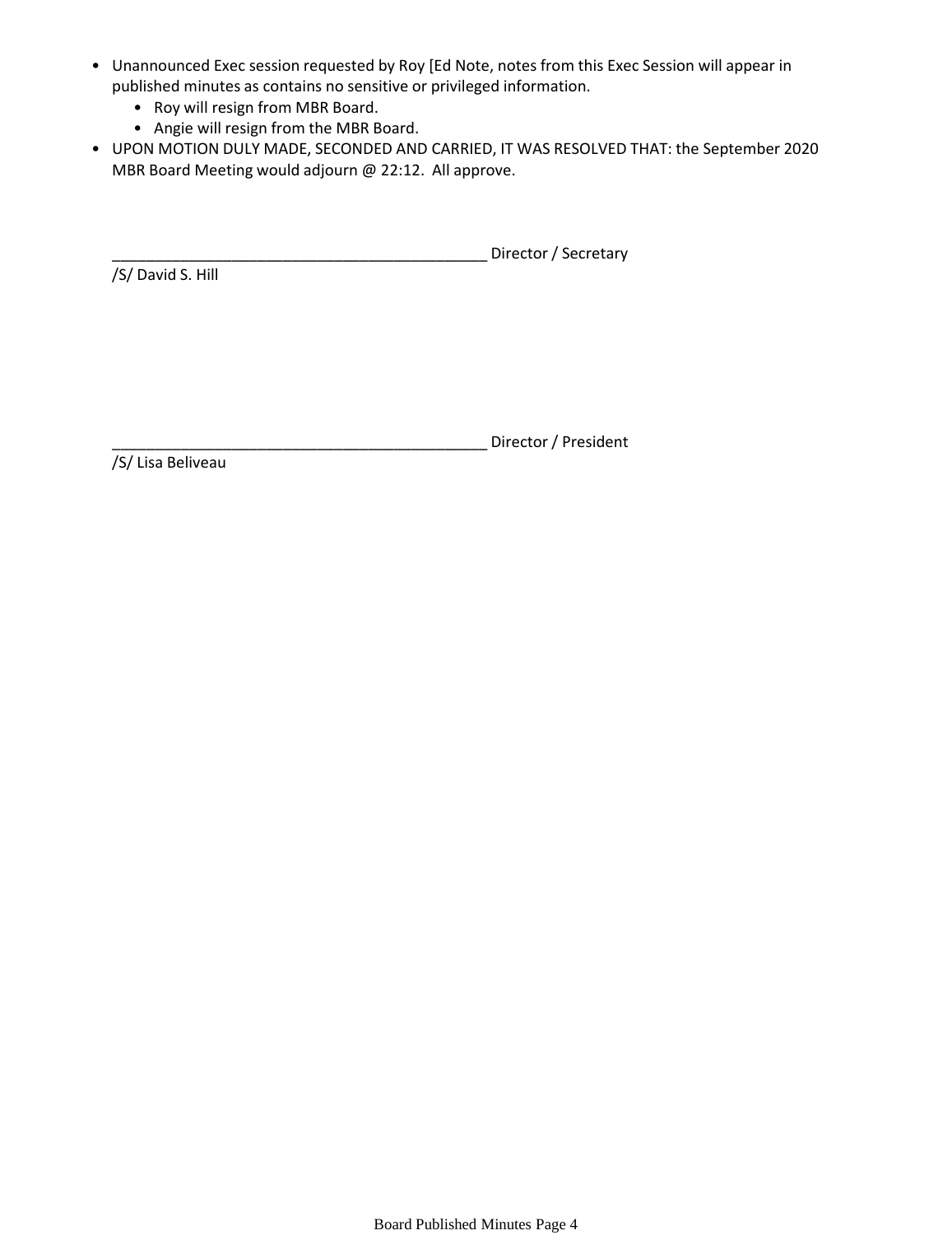- Unannounced Exec session requested by Roy [Ed Note, notes from this Exec Session will appear in published minutes as contains no sensitive or privileged information.
  - Roy will resign from MBR Board.
  - Angie will resign from the MBR Board.
- UPON MOTION DULY MADE, SECONDED AND CARRIED, IT WAS RESOLVED THAT: the September 2020 MBR Board Meeting would adjourn @ 22:12. All approve.

_____________________________________________ Director / Secretary
/S/ David S. Hill

_____________________________________________ Director / President
/S/ Lisa Beliveau